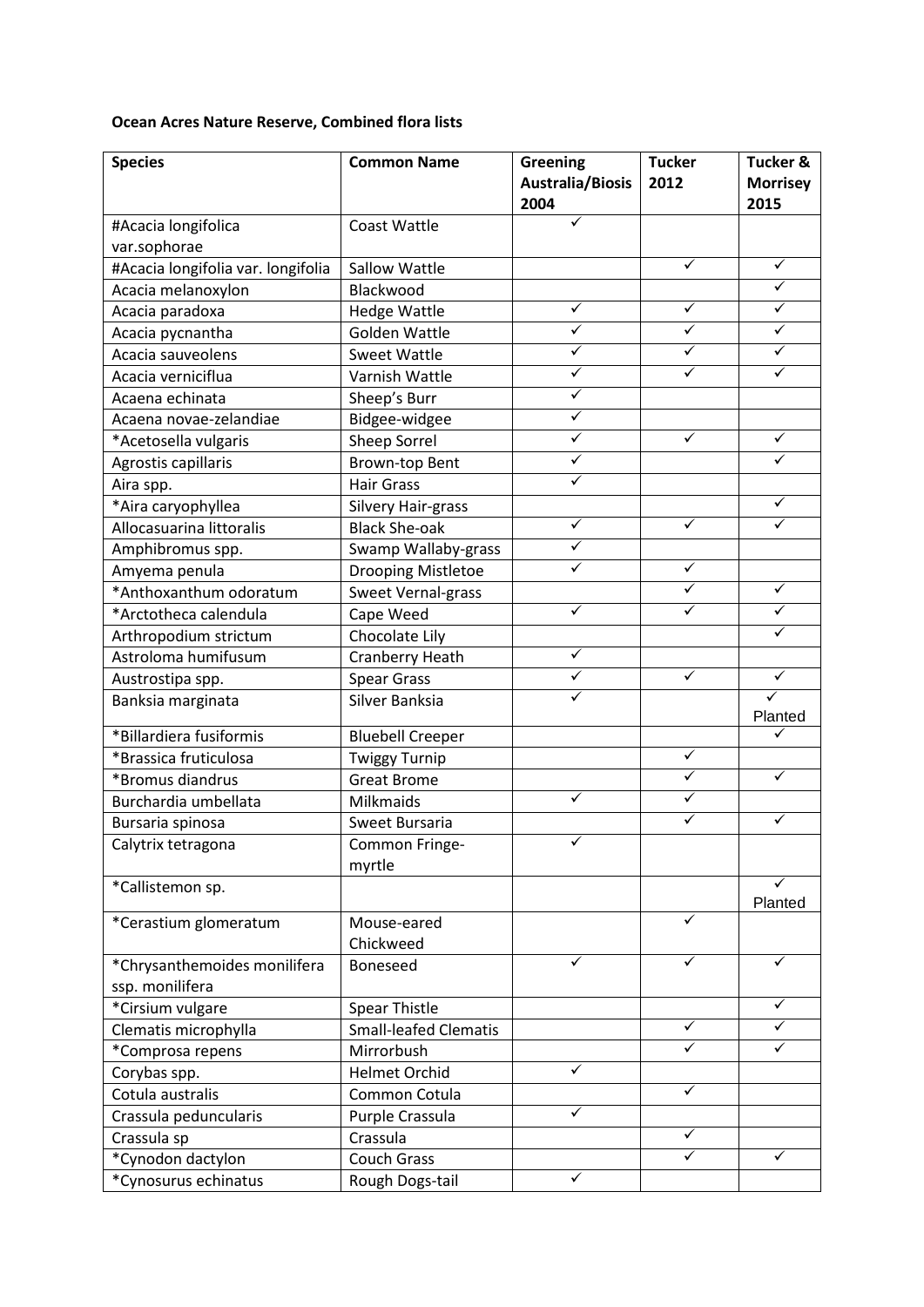**Ocean Acres Nature Reserve, Combined flora lists**

| Species | Common Name | Greening Australia/Biosis 2004 | Tucker 2012 | Tucker & Morrisey 2015 |
|---|---|---|---|---|
| #Acacia longifolica var.sophorae | Coast Wattle | ✓ | | |
| #Acacia longifolia var. longifolia | Sallow Wattle | | ✓ | ✓ |
| Acacia melanoxylon | Blackwood | | | ✓ |
| Acacia paradoxa | Hedge Wattle | ✓ | ✓ | ✓ |
| Acacia pycnantha | Golden Wattle | ✓ | ✓ | ✓ |
| Acacia sauveolens | Sweet Wattle | ✓ | ✓ | ✓ |
| Acacia verniciflua | Varnish Wattle | ✓ | ✓ | ✓ |
| Acaena echinata | Sheep's Burr | ✓ | | |
| Acaena novae-zelandiae | Bidgee-widgee | ✓ | | |
| *Acetosella vulgaris | Sheep Sorrel | ✓ | ✓ | ✓ |
| Agrostis capillaris | Brown-top Bent | ✓ | | ✓ |
| Aira spp. | Hair Grass | ✓ | | |
| *Aira caryophyllea | Silvery Hair-grass | | | ✓ |
| Allocasuarina littoralis | Black She-oak | ✓ | ✓ | ✓ |
| Amphibromus spp. | Swamp Wallaby-grass | ✓ | | |
| Amyema penula | Drooping Mistletoe | ✓ | ✓ | |
| *Anthoxanthum odoratum | Sweet Vernal-grass | | ✓ | ✓ |
| *Arctotheca calendula | Cape Weed | ✓ | ✓ | ✓ |
| Arthropodium strictum | Chocolate Lily | | | ✓ |
| Astroloma humifusum | Cranberry Heath | ✓ | | |
| Austrostipa spp. | Spear Grass | ✓ | ✓ | ✓ |
| Banksia marginata | Silver Banksia | ✓ | | ✓ Planted |
| *Billardiera fusiformis | Bluebell Creeper | | | ✓ |
| *Brassica fruticulosa | Twiggy Turnip | | ✓ | |
| *Bromus diandrus | Great Brome | | ✓ | ✓ |
| Burchardia umbellata | Milkmaids | ✓ | ✓ | |
| Bursaria spinosa | Sweet Bursaria | | ✓ | ✓ |
| Calytrix tetragona | Common Fringe-myrtle | ✓ | | |
| *Callistemon sp. | | | | ✓ Planted |
| *Cerastium glomeratum | Mouse-eared Chickweed | | ✓ | |
| *Chrysanthemoides monilifera ssp. monilifera | Boneseed | ✓ | ✓ | ✓ |
| *Cirsium vulgare | Spear Thistle | | | ✓ |
| Clematis microphylla | Small-leafed Clematis | | ✓ | ✓ |
| *Comprosa repens | Mirrorbush | | ✓ | ✓ |
| Corybas spp. | Helmet Orchid | ✓ | | |
| Cotula australis | Common Cotula | | ✓ | |
| Crassula peduncularis | Purple Crassula | ✓ | | |
| Crassula sp | Crassula | | ✓ | |
| *Cynodon dactylon | Couch Grass | | ✓ | ✓ |
| *Cynosurus echinatus | Rough Dogs-tail | ✓ | | |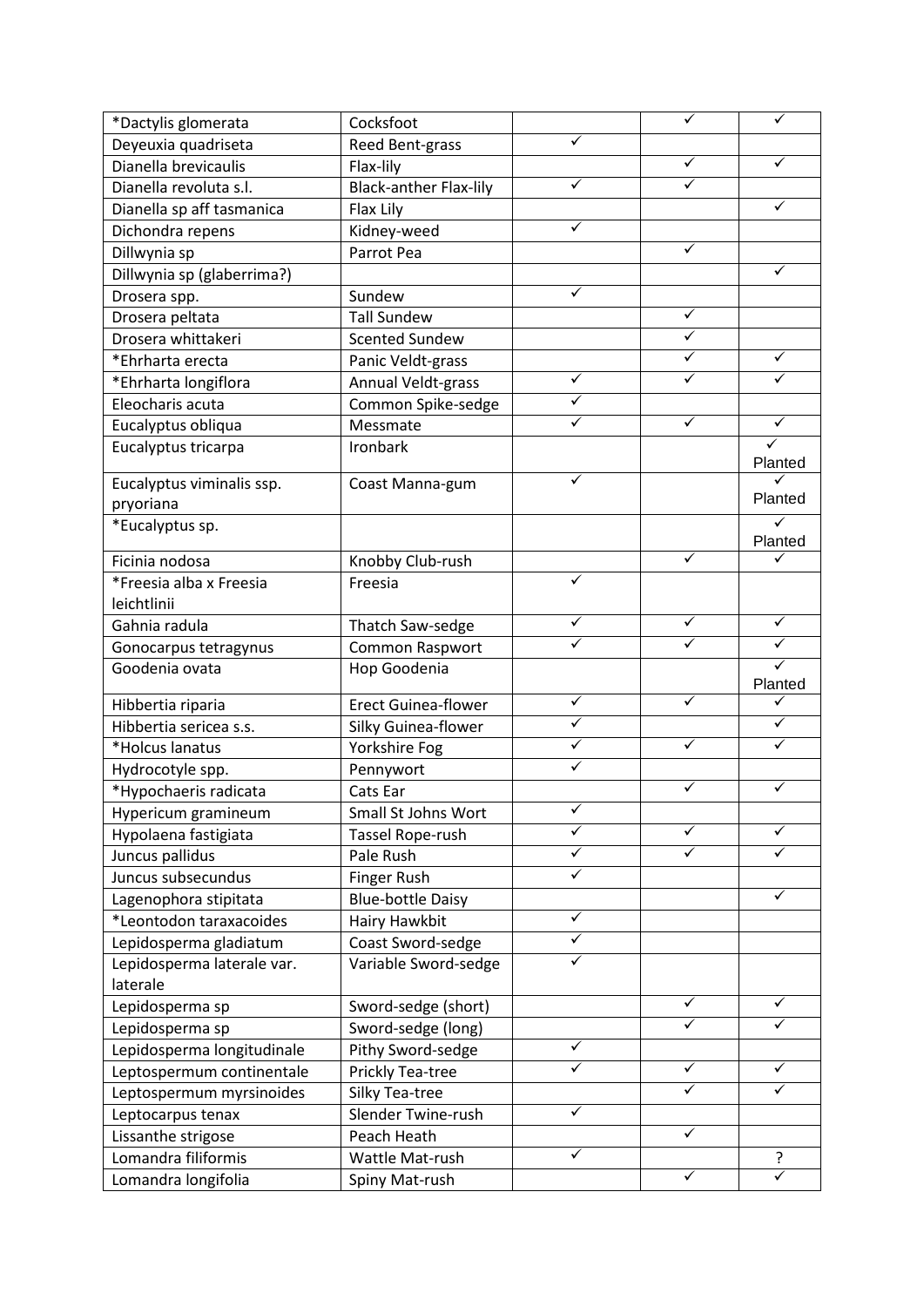| *Dactylis glomerata | Cocksfoot | | ✓ | ✓ |
|---|---|---|---|---|
| Deyeuxia quadriseta | Reed Bent-grass | ✓ | | |
| Dianella brevicaulis | Flax-lily | | ✓ | ✓ |
| Dianella revoluta s.l. | Black-anther Flax-lily | ✓ | ✓ | |
| Dianella sp aff tasmanica | Flax Lily | | | ✓ |
| Dichondra repens | Kidney-weed | ✓ | | |
| Dillwynia sp | Parrot Pea | | ✓ | |
| Dillwynia sp (glaberrima?) | | | | ✓ |
| Drosera spp. | Sundew | ✓ | | |
| Drosera peltata | Tall Sundew | | ✓ | |
| Drosera whittakeri | Scented Sundew | | ✓ | |
| *Ehrharta erecta | Panic Veldt-grass | | ✓ | ✓ |
| *Ehrharta longiflora | Annual Veldt-grass | ✓ | ✓ | ✓ |
| Eleocharis acuta | Common Spike-sedge | ✓ | | |
| Eucalyptus obliqua | Messmate | ✓ | ✓ | ✓ |
| Eucalyptus tricarpa | Ironbark | | | ✓ Planted |
| Eucalyptus viminalis ssp. pryoriana | Coast Manna-gum | ✓ | | ✓ Planted |
| *Eucalyptus sp. | | | | ✓ Planted |
| Ficinia nodosa | Knobby Club-rush | | ✓ | ✓ |
| *Freesia alba x Freesia leichtlinii | Freesia | ✓ | | |
| Gahnia radula | Thatch Saw-sedge | ✓ | ✓ | ✓ |
| Gonocarpus tetragynus | Common Raspwort | ✓ | ✓ | ✓ |
| Goodenia ovata | Hop Goodenia | | | ✓ Planted |
| Hibbertia riparia | Erect Guinea-flower | ✓ | ✓ | ✓ |
| Hibbertia sericea s.s. | Silky Guinea-flower | ✓ | | ✓ |
| *Holcus lanatus | Yorkshire Fog | ✓ | ✓ | ✓ |
| Hydrocotyle spp. | Pennywort | ✓ | | |
| *Hypochaeris radicata | Cats Ear | | ✓ | ✓ |
| Hypericum gramineum | Small St Johns Wort | ✓ | | |
| Hypolaena fastigiata | Tassel Rope-rush | ✓ | ✓ | ✓ |
| Juncus pallidus | Pale Rush | ✓ | ✓ | ✓ |
| Juncus subsecundus | Finger Rush | ✓ | | |
| Lagenophora stipitata | Blue-bottle Daisy | | | ✓ |
| *Leontodon taraxacoides | Hairy Hawkbit | ✓ | | |
| Lepidosperma gladiatum | Coast Sword-sedge | ✓ | | |
| Lepidosperma laterale var. laterale | Variable Sword-sedge | ✓ | | |
| Lepidosperma sp | Sword-sedge (short) | | ✓ | ✓ |
| Lepidosperma sp | Sword-sedge (long) | | ✓ | ✓ |
| Lepidosperma longitudinale | Pithy Sword-sedge | ✓ | | |
| Leptospermum continentale | Prickly Tea-tree | ✓ | ✓ | ✓ |
| Leptospermum myrsinoides | Silky Tea-tree | | ✓ | ✓ |
| Leptocarpus tenax | Slender Twine-rush | ✓ | | |
| Lissanthe strigose | Peach Heath | | ✓ | |
| Lomandra filiformis | Wattle Mat-rush | ✓ | | ? |
| Lomandra longifolia | Spiny Mat-rush | | ✓ | ✓ |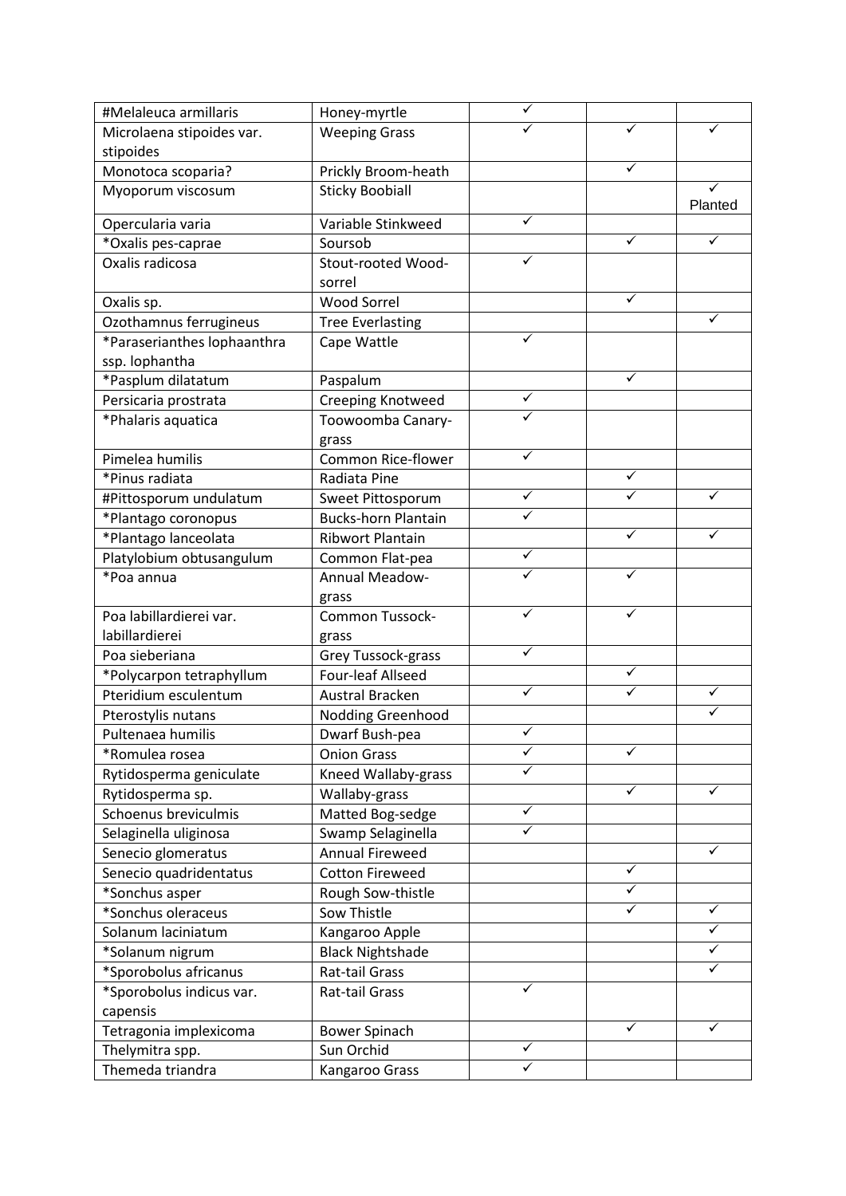| | | | | |
|---|---|---|---|---|
| #Melaleuca armillaris | Honey-myrtle | ✓ | | |
| Microlaena stipoides var. stipoides | Weeping Grass | ✓ | ✓ | ✓ |
| Monotoca scoparia? | Prickly Broom-heath | | ✓ | |
| Myoporum viscosum | Sticky Boobiall | | | ✓ Planted |
| Opercularia varia | Variable Stinkweed | ✓ | | |
| *Oxalis pes-caprae | Soursob | | ✓ | ✓ |
| Oxalis radicosa | Stout-rooted Wood-sorrel | ✓ | | |
| Oxalis sp. | Wood Sorrel | | ✓ | |
| Ozothamnus ferrugineus | Tree Everlasting | | | ✓ |
| *Paraserianthes lophaanthra ssp. lophantha | Cape Wattle | ✓ | | |
| *Pasplum dilatatum | Paspalum | | ✓ | |
| Persicaria prostrata | Creeping Knotweed | ✓ | | |
| *Phalaris aquatica | Toowoomba Canary-grass | ✓ | | |
| Pimelea humilis | Common Rice-flower | ✓ | | |
| *Pinus radiata | Radiata Pine | | ✓ | |
| #Pittosporum undulatum | Sweet Pittosporum | ✓ | ✓ | ✓ |
| *Plantago coronopus | Bucks-horn Plantain | ✓ | | |
| *Plantago lanceolata | Ribwort Plantain | | ✓ | ✓ |
| Platylobium obtusangulum | Common Flat-pea | ✓ | | |
| *Poa annua | Annual Meadow-grass | ✓ | ✓ | |
| Poa labillardierei var. labillardierei | Common Tussock-grass | ✓ | ✓ | |
| Poa sieberiana | Grey Tussock-grass | ✓ | | |
| *Polycarpon tetraphyllum | Four-leaf Allseed | | ✓ | |
| Pteridium esculentum | Austral Bracken | ✓ | ✓ | ✓ |
| Pterostylis nutans | Nodding Greenhood | | | ✓ |
| Pultenaea humilis | Dwarf Bush-pea | ✓ | | |
| *Romulea rosea | Onion Grass | ✓ | ✓ | |
| Rytidosperma geniculate | Kneed Wallaby-grass | ✓ | | |
| Rytidosperma sp. | Wallaby-grass | | ✓ | ✓ |
| Schoenus breviculmis | Matted Bog-sedge | ✓ | | |
| Selaginella uliginosa | Swamp Selaginella | ✓ | | |
| Senecio glomeratus | Annual Fireweed | | | ✓ |
| Senecio quadridentatus | Cotton Fireweed | | ✓ | |
| *Sonchus asper | Rough Sow-thistle | | ✓ | |
| *Sonchus oleraceus | Sow Thistle | | ✓ | ✓ |
| Solanum laciniatum | Kangaroo Apple | | | ✓ |
| *Solanum nigrum | Black Nightshade | | | ✓ |
| *Sporobolus africanus | Rat-tail Grass | | | ✓ |
| *Sporobolus indicus var. capensis | Rat-tail Grass | ✓ | | |
| Tetragonia implexicoma | Bower Spinach | | ✓ | ✓ |
| Thelymitra spp. | Sun Orchid | ✓ | | |
| Themeda triandra | Kangaroo Grass | ✓ | | |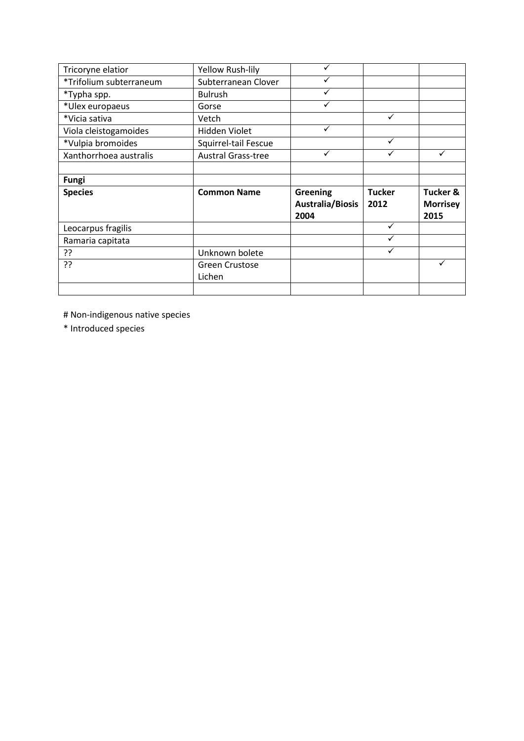| | | | | |
|---|---|---|---|---|
| Tricoryne elatior | Yellow Rush-lily | ✓ | | |
| *Trifolium subterraneum | Subterranean Clover | ✓ | | |
| *Typha spp. | Bulrush | ✓ | | |
| *Ulex europaeus | Gorse | ✓ | | |
| *Vicia sativa | Vetch | | ✓ | |
| Viola cleistogamoides | Hidden Violet | ✓ | | |
| *Vulpia bromoides | Squirrel-tail Fescue | | ✓ | |
| Xanthorrhoea australis | Austral Grass-tree | ✓ | ✓ | ✓ |
| | | | | |
| **Fungi** | | | | |
| **Species** | **Common Name** | **Greening Australia/Biosis 2004** | **Tucker 2012** | **Tucker & Morrisey 2015** |
| Leocarpus fragilis | | | ✓ | |
| Ramaria capitata | | | ✓ | |
| ?? | Unknown bolete | | ✓ | |
| ?? | Green Crustose Lichen | | | ✓ |
| | | | | |

# Non-indigenous native species

* Introduced species